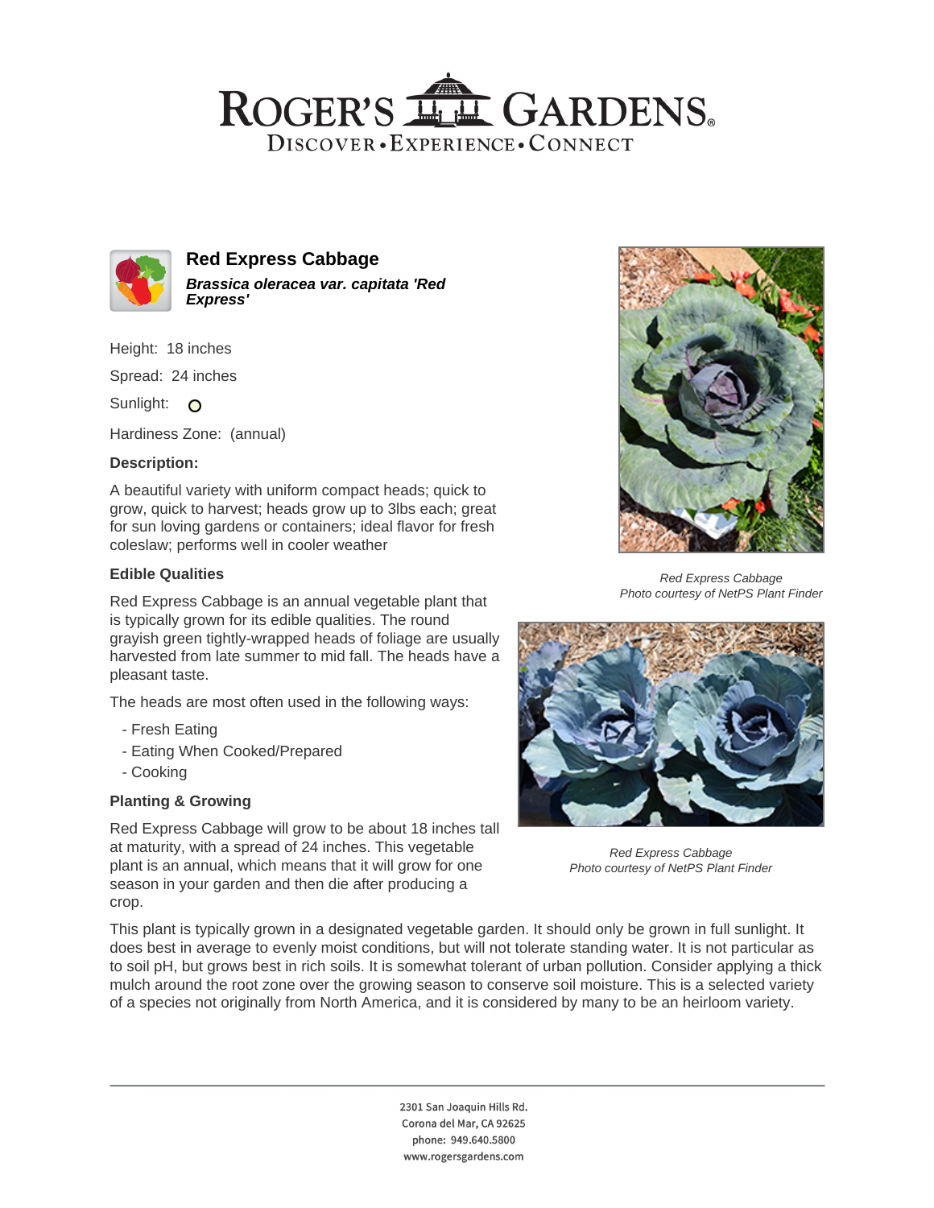# ROGER'S GARDENS

DISCOVER • EXPERIENCE • CONNECT

## Red Express Cabbage

***Brassica oleracea var. capitata 'Red Express'***

Height: 18 inches

Spread: 24 inches

Sunlight: O

Hardiness Zone: (annual)

**Description:**

A beautiful variety with uniform compact heads; quick to grow, quick to harvest; heads grow up to 3lbs each; great for sun loving gardens or containers; ideal flavor for fresh coleslaw; performs well in cooler weather

### Edible Qualities

Red Express Cabbage is an annual vegetable plant that is typically grown for its edible qualities. The round grayish green tightly-wrapped heads of foliage are usually harvested from late summer to mid fall. The heads have a pleasant taste.

The heads are most often used in the following ways:

- Fresh Eating
- Eating When Cooked/Prepared
- Cooking

### Planting & Growing

Red Express Cabbage will grow to be about 18 inches tall at maturity, with a spread of 24 inches. This vegetable plant is an annual, which means that it will grow for one season in your garden and then die after producing a crop.

This plant is typically grown in a designated vegetable garden. It should only be grown in full sunlight. It does best in average to evenly moist conditions, but will not tolerate standing water. It is not particular as to soil pH, but grows best in rich soils. It is somewhat tolerant of urban pollution. Consider applying a thick mulch around the root zone over the growing season to conserve soil moisture. This is a selected variety of a species not originally from North America, and it is considered by many to be an heirloom variety.

*Red Express Cabbage*
*Photo courtesy of NetPS Plant Finder*

*Red Express Cabbage*
*Photo courtesy of NetPS Plant Finder*

2301 San Joaquin Hills Rd.
Corona del Mar, CA 92625
phone: 949.640.5800
www.rogersgardens.com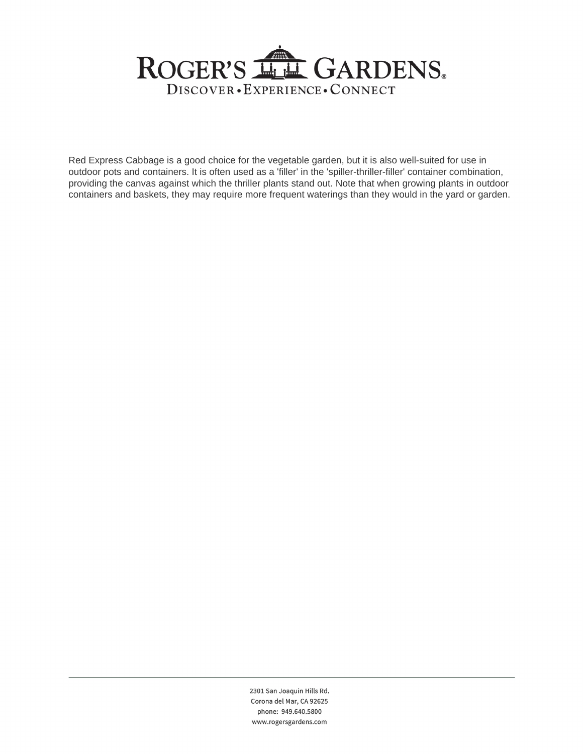Red Express Cabbage is a good choice for the vegetable garden, but it is also well-suited for use in outdoor pots and containers. It is often used as a 'filler' in the 'spiller-thriller-filler' container combination, providing the canvas against which the thriller plants stand out. Note that when growing plants in outdoor containers and baskets, they may require more frequent waterings than they would in the yard or garden.